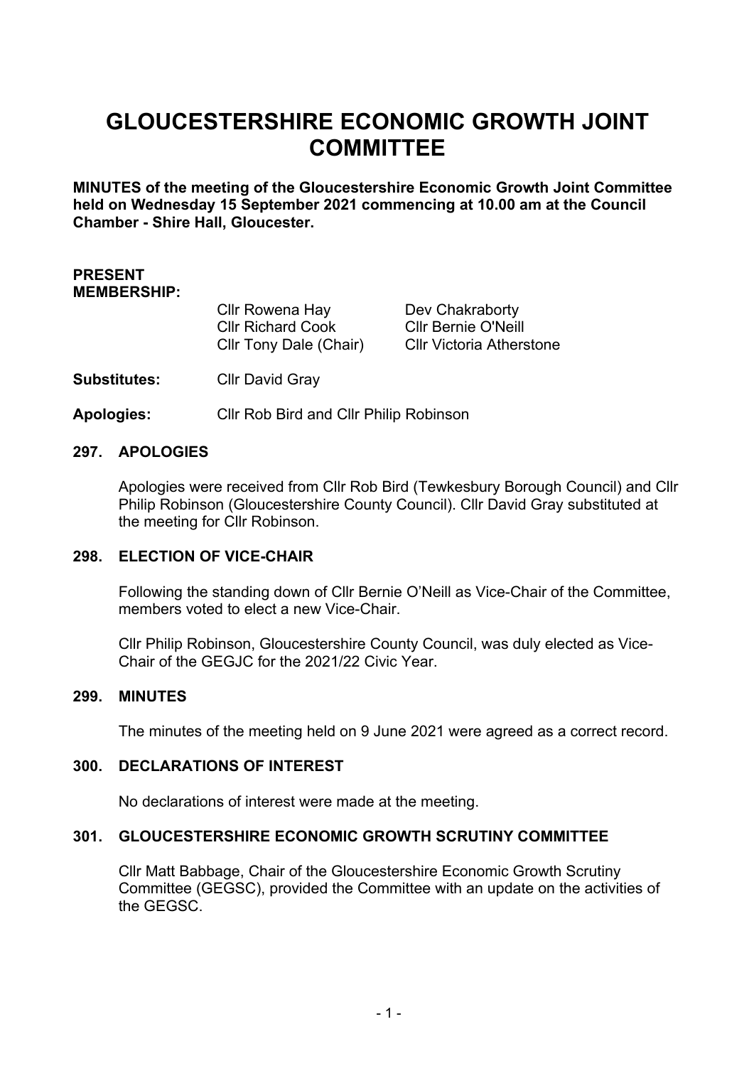# GLOUCESTERSHIRE ECONOMIC GROWTH JOINT COMMITTEE

**MINUTES of the meeting of the Gloucestershire Economic Growth Joint Committee held on Wednesday 15 September 2021 commencing at 10.00 am at the Council Chamber - Shire Hall, Gloucester.**

**PRESENT MEMBERSHIP:**

| | |
|---|---|
| Cllr Rowena Hay | Dev Chakraborty |
| Cllr Richard Cook | Cllr Bernie O'Neill |
| Cllr Tony Dale (Chair) | Cllr Victoria Atherstone |

**Substitutes:** Cllr David Gray

**Apologies:** Cllr Rob Bird and Cllr Philip Robinson

## 297. APOLOGIES

Apologies were received from Cllr Rob Bird (Tewkesbury Borough Council) and Cllr Philip Robinson (Gloucestershire County Council). Cllr David Gray substituted at the meeting for Cllr Robinson.

## 298. ELECTION OF VICE-CHAIR

Following the standing down of Cllr Bernie O'Neill as Vice-Chair of the Committee, members voted to elect a new Vice-Chair.

Cllr Philip Robinson, Gloucestershire County Council, was duly elected as Vice-Chair of the GEGJC for the 2021/22 Civic Year.

## 299. MINUTES

The minutes of the meeting held on 9 June 2021 were agreed as a correct record.

## 300. DECLARATIONS OF INTEREST

No declarations of interest were made at the meeting.

## 301. GLOUCESTERSHIRE ECONOMIC GROWTH SCRUTINY COMMITTEE

Cllr Matt Babbage, Chair of the Gloucestershire Economic Growth Scrutiny Committee (GEGSC), provided the Committee with an update on the activities of the GEGSC.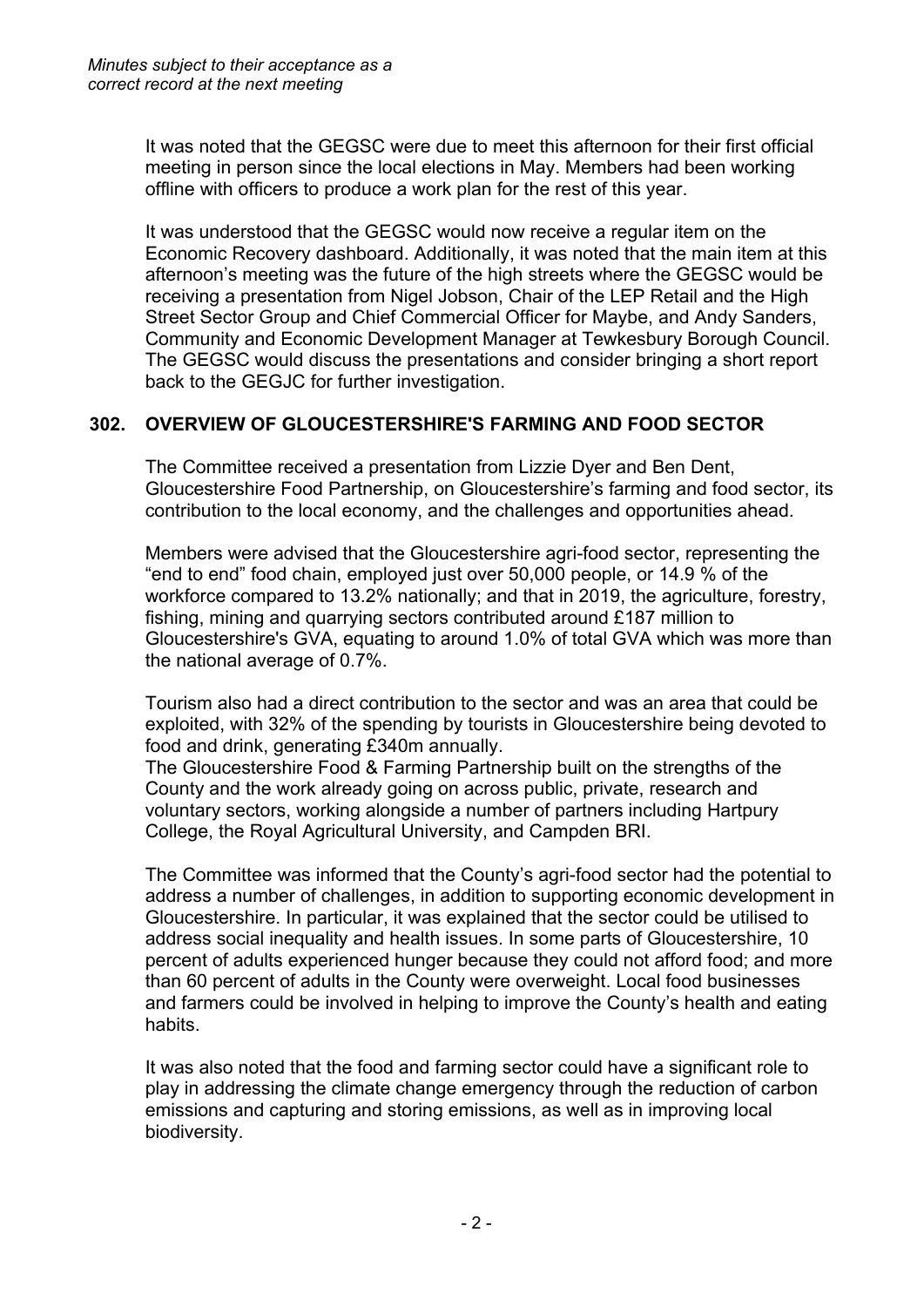*Minutes subject to their acceptance as a correct record at the next meeting*

It was noted that the GEGSC were due to meet this afternoon for their first official meeting in person since the local elections in May. Members had been working offline with officers to produce a work plan for the rest of this year.

It was understood that the GEGSC would now receive a regular item on the Economic Recovery dashboard. Additionally, it was noted that the main item at this afternoon's meeting was the future of the high streets where the GEGSC would be receiving a presentation from Nigel Jobson, Chair of the LEP Retail and the High Street Sector Group and Chief Commercial Officer for Maybe, and Andy Sanders, Community and Economic Development Manager at Tewkesbury Borough Council. The GEGSC would discuss the presentations and consider bringing a short report back to the GEGJC for further investigation.

## 302. OVERVIEW OF GLOUCESTERSHIRE'S FARMING AND FOOD SECTOR

The Committee received a presentation from Lizzie Dyer and Ben Dent, Gloucestershire Food Partnership, on Gloucestershire's farming and food sector, its contribution to the local economy, and the challenges and opportunities ahead.

Members were advised that the Gloucestershire agri-food sector, representing the "end to end" food chain, employed just over 50,000 people, or 14.9 % of the workforce compared to 13.2% nationally; and that in 2019, the agriculture, forestry, fishing, mining and quarrying sectors contributed around £187 million to Gloucestershire's GVA, equating to around 1.0% of total GVA which was more than the national average of 0.7%.

Tourism also had a direct contribution to the sector and was an area that could be exploited, with 32% of the spending by tourists in Gloucestershire being devoted to food and drink, generating £340m annually.

The Gloucestershire Food & Farming Partnership built on the strengths of the County and the work already going on across public, private, research and voluntary sectors, working alongside a number of partners including Hartpury College, the Royal Agricultural University, and Campden BRI.

The Committee was informed that the County's agri-food sector had the potential to address a number of challenges, in addition to supporting economic development in Gloucestershire. In particular, it was explained that the sector could be utilised to address social inequality and health issues. In some parts of Gloucestershire, 10 percent of adults experienced hunger because they could not afford food; and more than 60 percent of adults in the County were overweight. Local food businesses and farmers could be involved in helping to improve the County's health and eating habits.

It was also noted that the food and farming sector could have a significant role to play in addressing the climate change emergency through the reduction of carbon emissions and capturing and storing emissions, as well as in improving local biodiversity.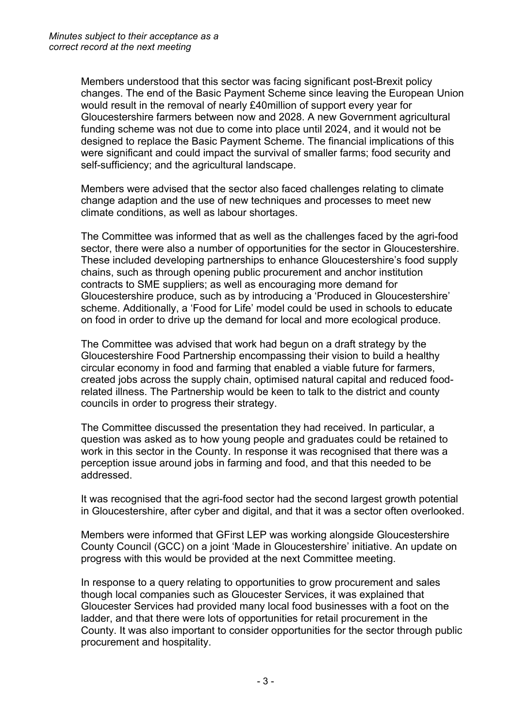Members understood that this sector was facing significant post-Brexit policy changes. The end of the Basic Payment Scheme since leaving the European Union would result in the removal of nearly £40million of support every year for Gloucestershire farmers between now and 2028. A new Government agricultural funding scheme was not due to come into place until 2024, and it would not be designed to replace the Basic Payment Scheme. The financial implications of this were significant and could impact the survival of smaller farms; food security and self-sufficiency; and the agricultural landscape.

Members were advised that the sector also faced challenges relating to climate change adaption and the use of new techniques and processes to meet new climate conditions, as well as labour shortages.

The Committee was informed that as well as the challenges faced by the agri-food sector, there were also a number of opportunities for the sector in Gloucestershire. These included developing partnerships to enhance Gloucestershire's food supply chains, such as through opening public procurement and anchor institution contracts to SME suppliers; as well as encouraging more demand for Gloucestershire produce, such as by introducing a 'Produced in Gloucestershire' scheme. Additionally, a 'Food for Life' model could be used in schools to educate on food in order to drive up the demand for local and more ecological produce.

The Committee was advised that work had begun on a draft strategy by the Gloucestershire Food Partnership encompassing their vision to build a healthy circular economy in food and farming that enabled a viable future for farmers, created jobs across the supply chain, optimised natural capital and reduced food-related illness. The Partnership would be keen to talk to the district and county councils in order to progress their strategy.

The Committee discussed the presentation they had received. In particular, a question was asked as to how young people and graduates could be retained to work in this sector in the County. In response it was recognised that there was a perception issue around jobs in farming and food, and that this needed to be addressed.

It was recognised that the agri-food sector had the second largest growth potential in Gloucestershire, after cyber and digital, and that it was a sector often overlooked.

Members were informed that GFirst LEP was working alongside Gloucestershire County Council (GCC) on a joint 'Made in Gloucestershire' initiative. An update on progress with this would be provided at the next Committee meeting.

In response to a query relating to opportunities to grow procurement and sales though local companies such as Gloucester Services, it was explained that Gloucester Services had provided many local food businesses with a foot on the ladder, and that there were lots of opportunities for retail procurement in the County. It was also important to consider opportunities for the sector through public procurement and hospitality.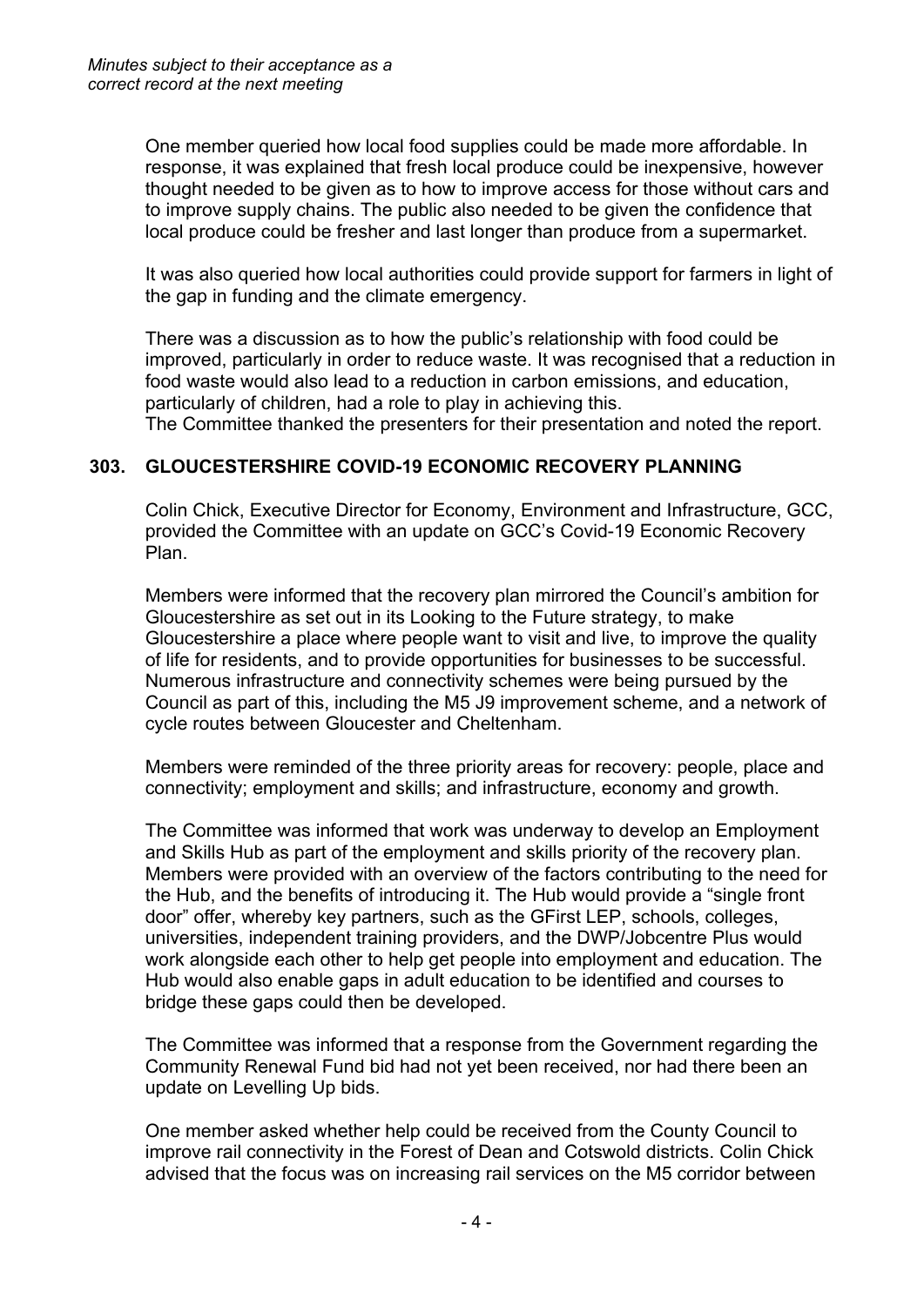*Minutes subject to their acceptance as a correct record at the next meeting*

One member queried how local food supplies could be made more affordable. In response, it was explained that fresh local produce could be inexpensive, however thought needed to be given as to how to improve access for those without cars and to improve supply chains. The public also needed to be given the confidence that local produce could be fresher and last longer than produce from a supermarket.

It was also queried how local authorities could provide support for farmers in light of the gap in funding and the climate emergency.

There was a discussion as to how the public's relationship with food could be improved, particularly in order to reduce waste. It was recognised that a reduction in food waste would also lead to a reduction in carbon emissions, and education, particularly of children, had a role to play in achieving this.
The Committee thanked the presenters for their presentation and noted the report.

## 303. GLOUCESTERSHIRE COVID-19 ECONOMIC RECOVERY PLANNING

Colin Chick, Executive Director for Economy, Environment and Infrastructure, GCC, provided the Committee with an update on GCC's Covid-19 Economic Recovery Plan.

Members were informed that the recovery plan mirrored the Council's ambition for Gloucestershire as set out in its Looking to the Future strategy, to make Gloucestershire a place where people want to visit and live, to improve the quality of life for residents, and to provide opportunities for businesses to be successful. Numerous infrastructure and connectivity schemes were being pursued by the Council as part of this, including the M5 J9 improvement scheme, and a network of cycle routes between Gloucester and Cheltenham.

Members were reminded of the three priority areas for recovery: people, place and connectivity; employment and skills; and infrastructure, economy and growth.

The Committee was informed that work was underway to develop an Employment and Skills Hub as part of the employment and skills priority of the recovery plan. Members were provided with an overview of the factors contributing to the need for the Hub, and the benefits of introducing it. The Hub would provide a "single front door" offer, whereby key partners, such as the GFirst LEP, schools, colleges, universities, independent training providers, and the DWP/Jobcentre Plus would work alongside each other to help get people into employment and education. The Hub would also enable gaps in adult education to be identified and courses to bridge these gaps could then be developed.

The Committee was informed that a response from the Government regarding the Community Renewal Fund bid had not yet been received, nor had there been an update on Levelling Up bids.

One member asked whether help could be received from the County Council to improve rail connectivity in the Forest of Dean and Cotswold districts. Colin Chick advised that the focus was on increasing rail services on the M5 corridor between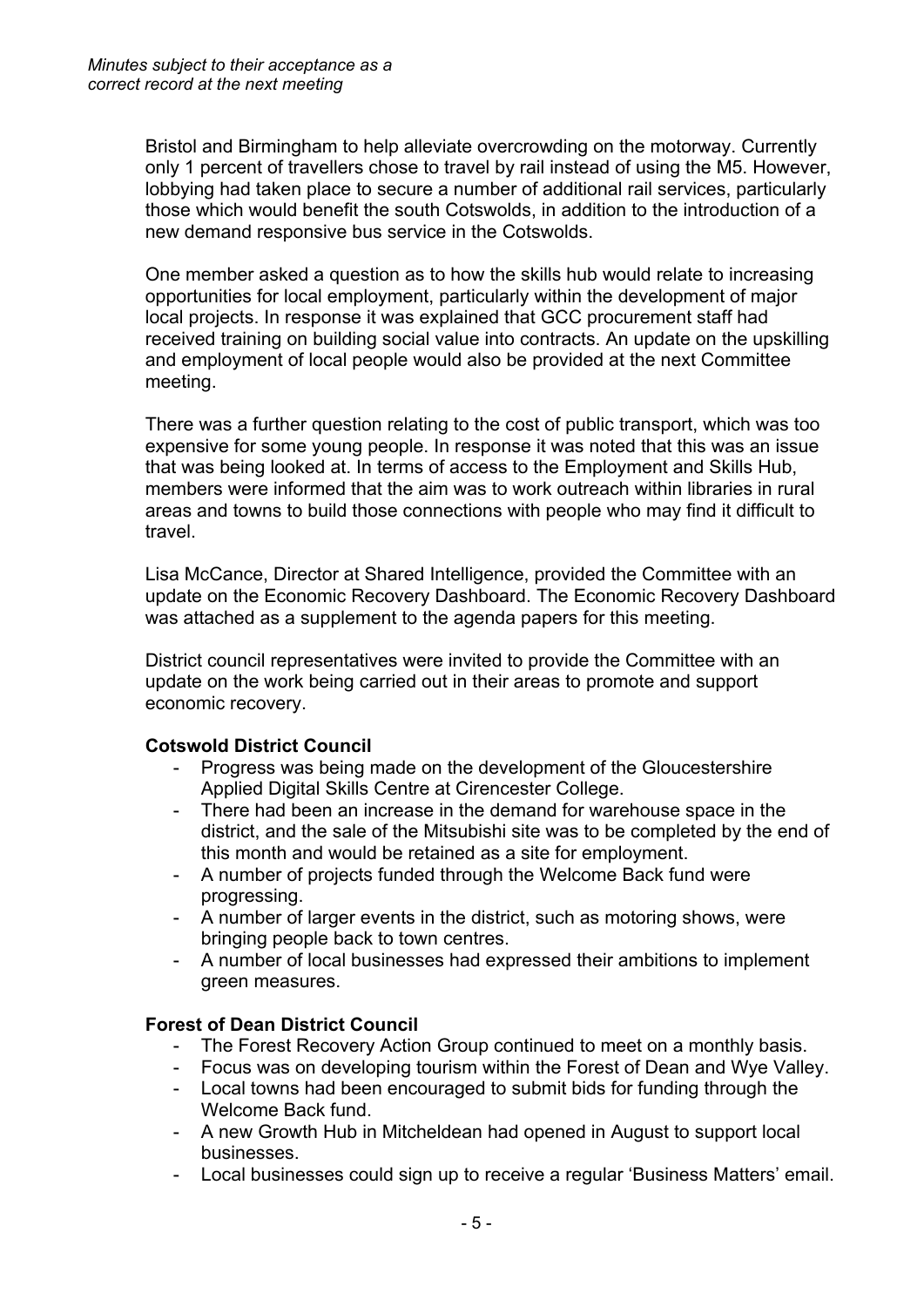Bristol and Birmingham to help alleviate overcrowding on the motorway. Currently only 1 percent of travellers chose to travel by rail instead of using the M5. However, lobbying had taken place to secure a number of additional rail services, particularly those which would benefit the south Cotswolds, in addition to the introduction of a new demand responsive bus service in the Cotswolds.

One member asked a question as to how the skills hub would relate to increasing opportunities for local employment, particularly within the development of major local projects. In response it was explained that GCC procurement staff had received training on building social value into contracts. An update on the upskilling and employment of local people would also be provided at the next Committee meeting.

There was a further question relating to the cost of public transport, which was too expensive for some young people. In response it was noted that this was an issue that was being looked at. In terms of access to the Employment and Skills Hub, members were informed that the aim was to work outreach within libraries in rural areas and towns to build those connections with people who may find it difficult to travel.

Lisa McCance, Director at Shared Intelligence, provided the Committee with an update on the Economic Recovery Dashboard. The Economic Recovery Dashboard was attached as a supplement to the agenda papers for this meeting.

District council representatives were invited to provide the Committee with an update on the work being carried out in their areas to promote and support economic recovery.

**Cotswold District Council**

- Progress was being made on the development of the Gloucestershire Applied Digital Skills Centre at Cirencester College.
- There had been an increase in the demand for warehouse space in the district, and the sale of the Mitsubishi site was to be completed by the end of this month and would be retained as a site for employment.
- A number of projects funded through the Welcome Back fund were progressing.
- A number of larger events in the district, such as motoring shows, were bringing people back to town centres.
- A number of local businesses had expressed their ambitions to implement green measures.

**Forest of Dean District Council**

- The Forest Recovery Action Group continued to meet on a monthly basis.
- Focus was on developing tourism within the Forest of Dean and Wye Valley.
- Local towns had been encouraged to submit bids for funding through the Welcome Back fund.
- A new Growth Hub in Mitcheldean had opened in August to support local businesses.
- Local businesses could sign up to receive a regular 'Business Matters' email.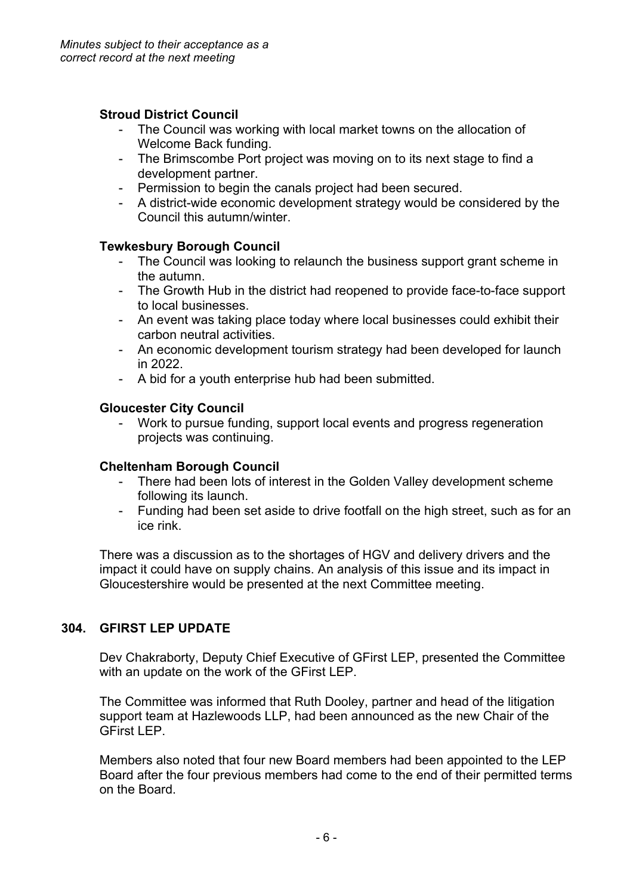*Minutes subject to their acceptance as a correct record at the next meeting*

**Stroud District Council**

- The Council was working with local market towns on the allocation of Welcome Back funding.
- The Brimscombe Port project was moving on to its next stage to find a development partner.
- Permission to begin the canals project had been secured.
- A district-wide economic development strategy would be considered by the Council this autumn/winter.

**Tewkesbury Borough Council**

- The Council was looking to relaunch the business support grant scheme in the autumn.
- The Growth Hub in the district had reopened to provide face-to-face support to local businesses.
- An event was taking place today where local businesses could exhibit their carbon neutral activities.
- An economic development tourism strategy had been developed for launch in 2022.
- A bid for a youth enterprise hub had been submitted.

**Gloucester City Council**

- Work to pursue funding, support local events and progress regeneration projects was continuing.

**Cheltenham Borough Council**

- There had been lots of interest in the Golden Valley development scheme following its launch.
- Funding had been set aside to drive footfall on the high street, such as for an ice rink.

There was a discussion as to the shortages of HGV and delivery drivers and the impact it could have on supply chains. An analysis of this issue and its impact in Gloucestershire would be presented at the next Committee meeting.

## 304. GFIRST LEP UPDATE

Dev Chakraborty, Deputy Chief Executive of GFirst LEP, presented the Committee with an update on the work of the GFirst LEP.

The Committee was informed that Ruth Dooley, partner and head of the litigation support team at Hazlewoods LLP, had been announced as the new Chair of the GFirst LEP.

Members also noted that four new Board members had been appointed to the LEP Board after the four previous members had come to the end of their permitted terms on the Board.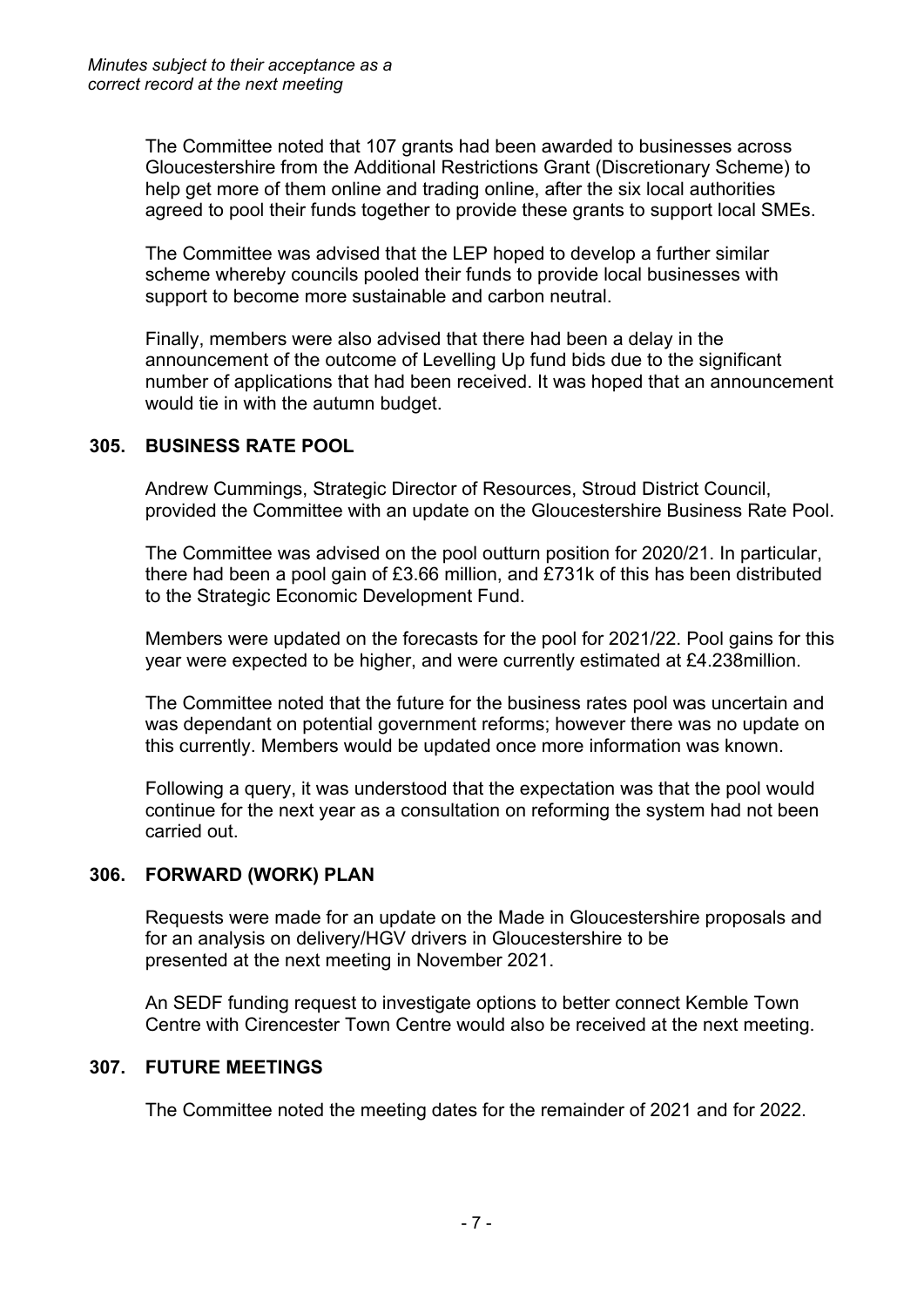*Minutes subject to their acceptance as a correct record at the next meeting*

The Committee noted that 107 grants had been awarded to businesses across Gloucestershire from the Additional Restrictions Grant (Discretionary Scheme) to help get more of them online and trading online, after the six local authorities agreed to pool their funds together to provide these grants to support local SMEs.

The Committee was advised that the LEP hoped to develop a further similar scheme whereby councils pooled their funds to provide local businesses with support to become more sustainable and carbon neutral.

Finally, members were also advised that there had been a delay in the announcement of the outcome of Levelling Up fund bids due to the significant number of applications that had been received. It was hoped that an announcement would tie in with the autumn budget.

## 305. BUSINESS RATE POOL

Andrew Cummings, Strategic Director of Resources, Stroud District Council, provided the Committee with an update on the Gloucestershire Business Rate Pool.

The Committee was advised on the pool outturn position for 2020/21. In particular, there had been a pool gain of £3.66 million, and £731k of this has been distributed to the Strategic Economic Development Fund.

Members were updated on the forecasts for the pool for 2021/22. Pool gains for this year were expected to be higher, and were currently estimated at £4.238million.

The Committee noted that the future for the business rates pool was uncertain and was dependant on potential government reforms; however there was no update on this currently. Members would be updated once more information was known.

Following a query, it was understood that the expectation was that the pool would continue for the next year as a consultation on reforming the system had not been carried out.

## 306. FORWARD (WORK) PLAN

Requests were made for an update on the Made in Gloucestershire proposals and for an analysis on delivery/HGV drivers in Gloucestershire to be presented at the next meeting in November 2021.

An SEDF funding request to investigate options to better connect Kemble Town Centre with Cirencester Town Centre would also be received at the next meeting.

## 307. FUTURE MEETINGS

The Committee noted the meeting dates for the remainder of 2021 and for 2022.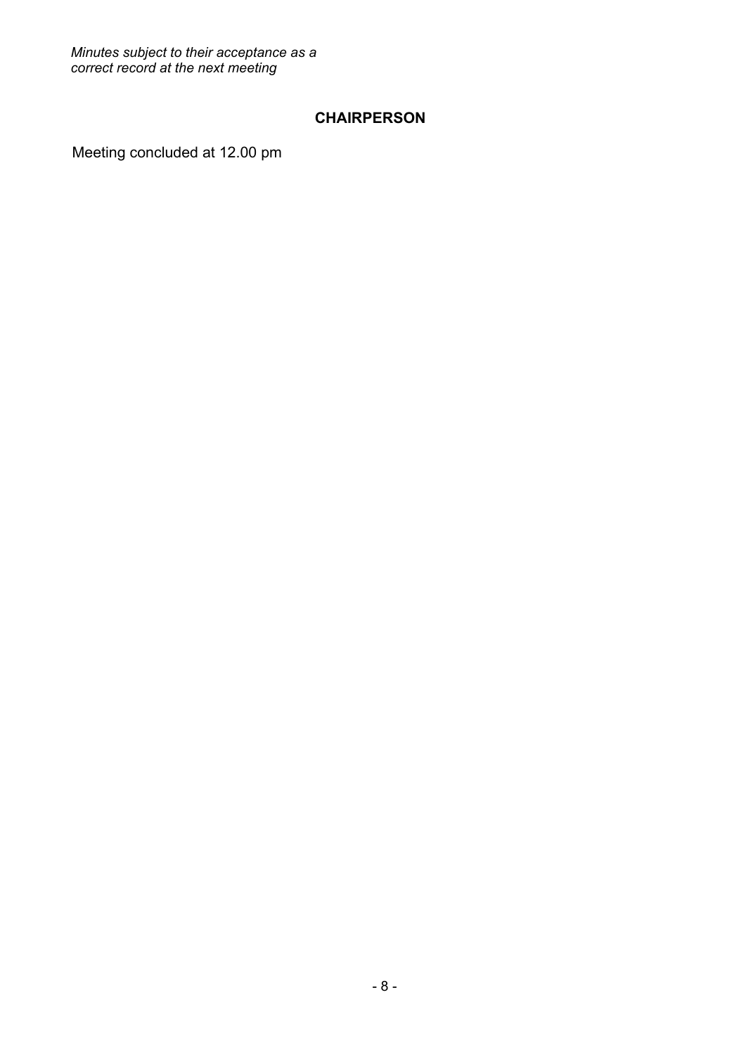*Minutes subject to their acceptance as a correct record at the next meeting*

**CHAIRPERSON**

Meeting concluded at 12.00 pm